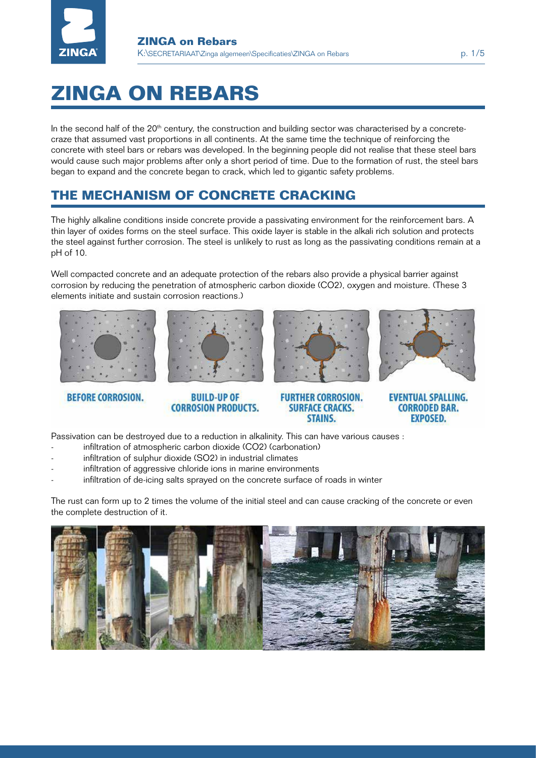# ZINGA ON REBARS

In the second half of the 20th century, the construction and building sector was characterised by a concrete-craze that assumed vast proportions in all continents. At the same time the technique of reinforcing the concrete with steel bars or rebars was developed. In the beginning people did not realise that these steel bars would cause such major problems after only a short period of time. Due to the formation of rust, the steel bars began to expand and the concrete began to crack, which led to gigantic safety problems.

## THE MECHANISM OF CONCRETE CRACKING

The highly alkaline conditions inside concrete provide a passivating environment for the reinforcement bars. A thin layer of oxides forms on the steel surface. This oxide layer is stable in the alkali rich solution and protects the steel against further corrosion. The steel is unlikely to rust as long as the passivating conditions remain at a pH of 10.

Well compacted concrete and an adequate protection of the rebars also provide a physical barrier against corrosion by reducing the penetration of atmospheric carbon dioxide ($CO_2$), oxygen and moisture. (These 3 elements initiate and sustain corrosion reactions.)

BEFORE CORROSION. BUILD-UP OF CORROSION PRODUCTS. FURTHER CORROSION. SURFACE CRACKS. STAINS. EVENTUAL SPALLING. CORRODED BAR. EXPOSED.

Passivation can be destroyed due to a reduction in alkalinity. This can have various causes :

- infiltration of atmospheric carbon dioxide ($CO_2$) (carbonation)
- infiltration of sulphur dioxide ($SO_2$) in industrial climates
- infiltration of aggressive chloride ions in marine environments
- infiltration of de-icing salts sprayed on the concrete surface of roads in winter

The rust can form up to 2 times the volume of the initial steel and can cause cracking of the concrete or even the complete destruction of it.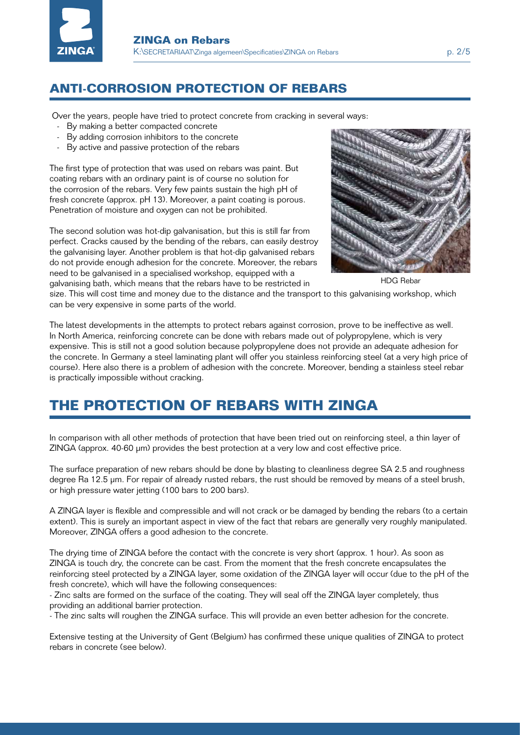## ANTI-CORROSION PROTECTION OF REBARS

Over the years, people have tried to protect concrete from cracking in several ways:

- By making a better compacted concrete
- By adding corrosion inhibitors to the concrete
- By active and passive protection of the rebars

The first type of protection that was used on rebars was paint. But coating rebars with an ordinary paint is of course no solution for the corrosion of the rebars. Very few paints sustain the high pH of fresh concrete (approx. pH 13). Moreover, a paint coating is porous. Penetration of moisture and oxygen can not be prohibited.

The second solution was hot-dip galvanisation, but this is still far from perfect. Cracks caused by the bending of the rebars, can easily destroy the galvanising layer. Another problem is that hot-dip galvanised rebars do not provide enough adhesion for the concrete. Moreover, the rebars need to be galvanised in a specialised workshop, equipped with a galvanising bath, which means that the rebars have to be restricted in size. This will cost time and money due to the distance and the transport to this galvanising workshop, which can be very expensive in some parts of the world.

HDG Rebar

The latest developments in the attempts to protect rebars against corrosion, prove to be ineffective as well. In North America, reinforcing concrete can be done with rebars made out of polypropylene, which is very expensive. This is still not a good solution because polypropylene does not provide an adequate adhesion for the concrete. In Germany a steel laminating plant will offer you stainless reinforcing steel (at a very high price of course). Here also there is a problem of adhesion with the concrete. Moreover, bending a stainless steel rebar is practically impossible without cracking.

## THE PROTECTION OF REBARS WITH ZINGA

In comparison with all other methods of protection that have been tried out on reinforcing steel, a thin layer of ZINGA (approx. 40-60 µm) provides the best protection at a very low and cost effective price.

The surface preparation of new rebars should be done by blasting to cleanliness degree SA 2.5 and roughness degree Ra 12.5 µm. For repair of already rusted rebars, the rust should be removed by means of a steel brush, or high pressure water jetting (100 bars to 200 bars).

A ZINGA layer is flexible and compressible and will not crack or be damaged by bending the rebars (to a certain extent). This is surely an important aspect in view of the fact that rebars are generally very roughly manipulated. Moreover, ZINGA offers a good adhesion to the concrete.

The drying time of ZINGA before the contact with the concrete is very short (approx. 1 hour). As soon as ZINGA is touch dry, the concrete can be cast. From the moment that the fresh concrete encapsulates the reinforcing steel protected by a ZINGA layer, some oxidation of the ZINGA layer will occur (due to the pH of the fresh concrete), which will have the following consequences:

- Zinc salts are formed on the surface of the coating. They will seal off the ZINGA layer completely, thus providing an additional barrier protection.
- The zinc salts will roughen the ZINGA surface. This will provide an even better adhesion for the concrete.

Extensive testing at the University of Gent (Belgium) has confirmed these unique qualities of ZINGA to protect rebars in concrete (see below).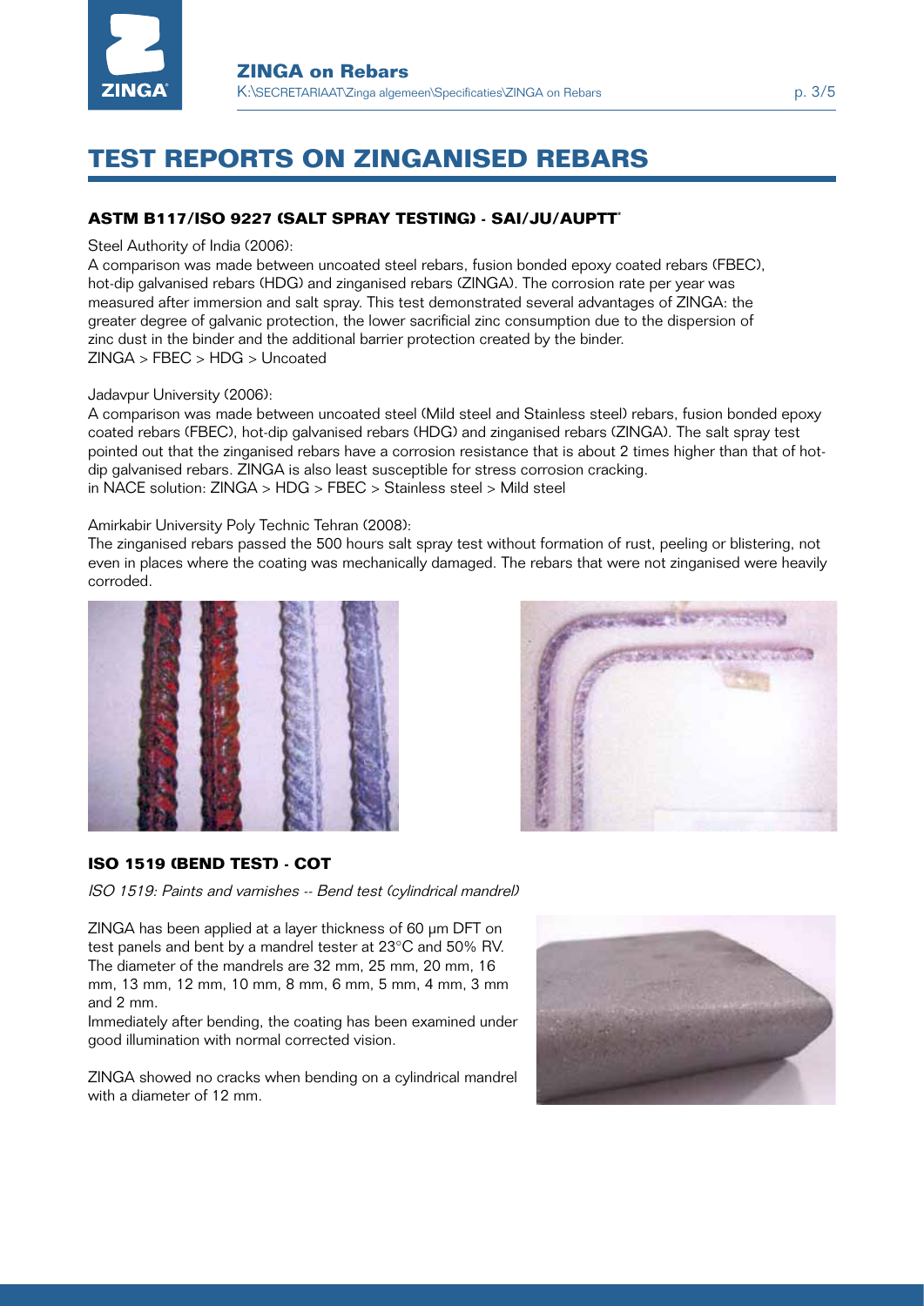# TEST REPORTS ON ZINGANISED REBARS

### ASTM B117/ISO 9227 (SALT SPRAY TESTING) - SAI/JU/AUPTT*

Steel Authority of India (2006):
A comparison was made between uncoated steel rebars, fusion bonded epoxy coated rebars (FBEC), hot-dip galvanised rebars (HDG) and zinganised rebars (ZINGA). The corrosion rate per year was measured after immersion and salt spray. This test demonstrated several advantages of ZINGA: the greater degree of galvanic protection, the lower sacrificial zinc consumption due to the dispersion of zinc dust in the binder and the additional barrier protection created by the binder.
ZINGA > FBEC > HDG > Uncoated

Jadavpur University (2006):
A comparison was made between uncoated steel (Mild steel and Stainless steel) rebars, fusion bonded epoxy coated rebars (FBEC), hot-dip galvanised rebars (HDG) and zinganised rebars (ZINGA). The salt spray test pointed out that the zinganised rebars have a corrosion resistance that is about 2 times higher than that of hot-dip galvanised rebars. ZINGA is also least susceptible for stress corrosion cracking.
in NACE solution: ZINGA > HDG > FBEC > Stainless steel > Mild steel

Amirkabir University Poly Technic Tehran (2008):
The zinganised rebars passed the 500 hours salt spray test without formation of rust, peeling or blistering, not even in places where the coating was mechanically damaged. The rebars that were not zinganised were heavily corroded.

### ISO 1519 (BEND TEST) - COT

*ISO 1519: Paints and varnishes -- Bend test (cylindrical mandrel)*

ZINGA has been applied at a layer thickness of 60 µm DFT on test panels and bent by a mandrel tester at 23°C and 50% RV. The diameter of the mandrels are 32 mm, 25 mm, 20 mm, 16 mm, 13 mm, 12 mm, 10 mm, 8 mm, 6 mm, 5 mm, 4 mm, 3 mm and 2 mm.
Immediately after bending, the coating has been examined under good illumination with normal corrected vision.

ZINGA showed no cracks when bending on a cylindrical mandrel with a diameter of 12 mm.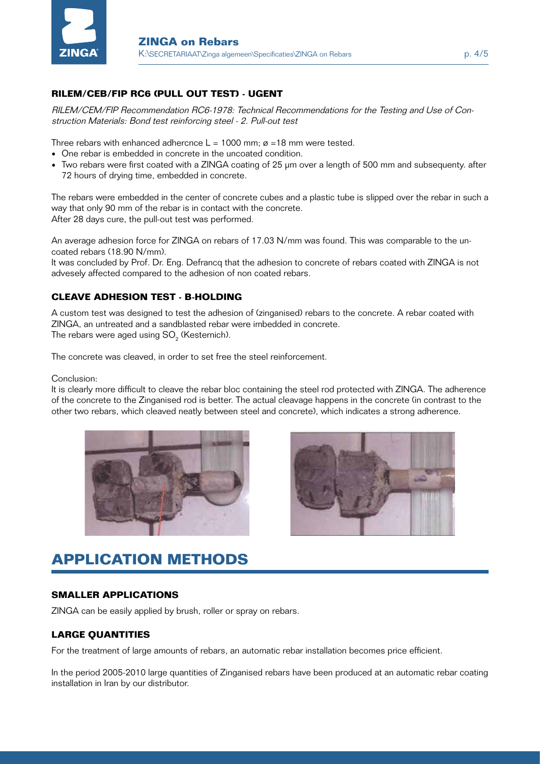### RILEM/CEB/FIP RC6 (PULL OUT TEST) - UGENT

*RILEM/CEM/FIP Recommendation RC6-1978: Technical Recommendations for the Testing and Use of Construction Materials: Bond test reinforcing steel - 2. Pull-out test*

Three rebars with enhanced adhercnce L = 1000 mm; ø =18 mm were tested.

- One rebar is embedded in concrete in the uncoated condition.
- Two rebars were first coated with a ZINGA coating of 25 µm over a length of 500 mm and subsequenty. after 72 hours of drying time, embedded in concrete.

The rebars were embedded in the center of concrete cubes and a plastic tube is slipped over the rebar in such a way that only 90 mm of the rebar is in contact with the concrete.
After 28 days cure, the pull-out test was performed.

An average adhesion force for ZINGA on rebars of 17.03 N/mm was found. This was comparable to the uncoated rebars (18.90 N/mm).
It was concluded by Prof. Dr. Eng. Defrancq that the adhesion to concrete of rebars coated with ZINGA is not advesely affected compared to the adhesion of non coated rebars.

### CLEAVE ADHESION TEST - B-HOLDING

A custom test was designed to test the adhesion of (zinganised) rebars to the concrete. A rebar coated with ZINGA, an untreated and a sandblasted rebar were imbedded in concrete.
The rebars were aged using $SO_2$ (Kesternich).

The concrete was cleaved, in order to set free the steel reinforcement.

Conclusion:
It is clearly more difficult to cleave the rebar bloc containing the steel rod protected with ZINGA. The adherence of the concrete to the Zinganised rod is better. The actual cleavage happens in the concrete (in contrast to the other two rebars, which cleaved neatly between steel and concrete), which indicates a strong adherence.

## APPLICATION METHODS

### SMALLER APPLICATIONS

ZINGA can be easily applied by brush, roller or spray on rebars.

### LARGE QUANTITIES

For the treatment of large amounts of rebars, an automatic rebar installation becomes price efficient.

In the period 2005-2010 large quantities of Zinganised rebars have been produced at an automatic rebar coating installation in Iran by our distributor.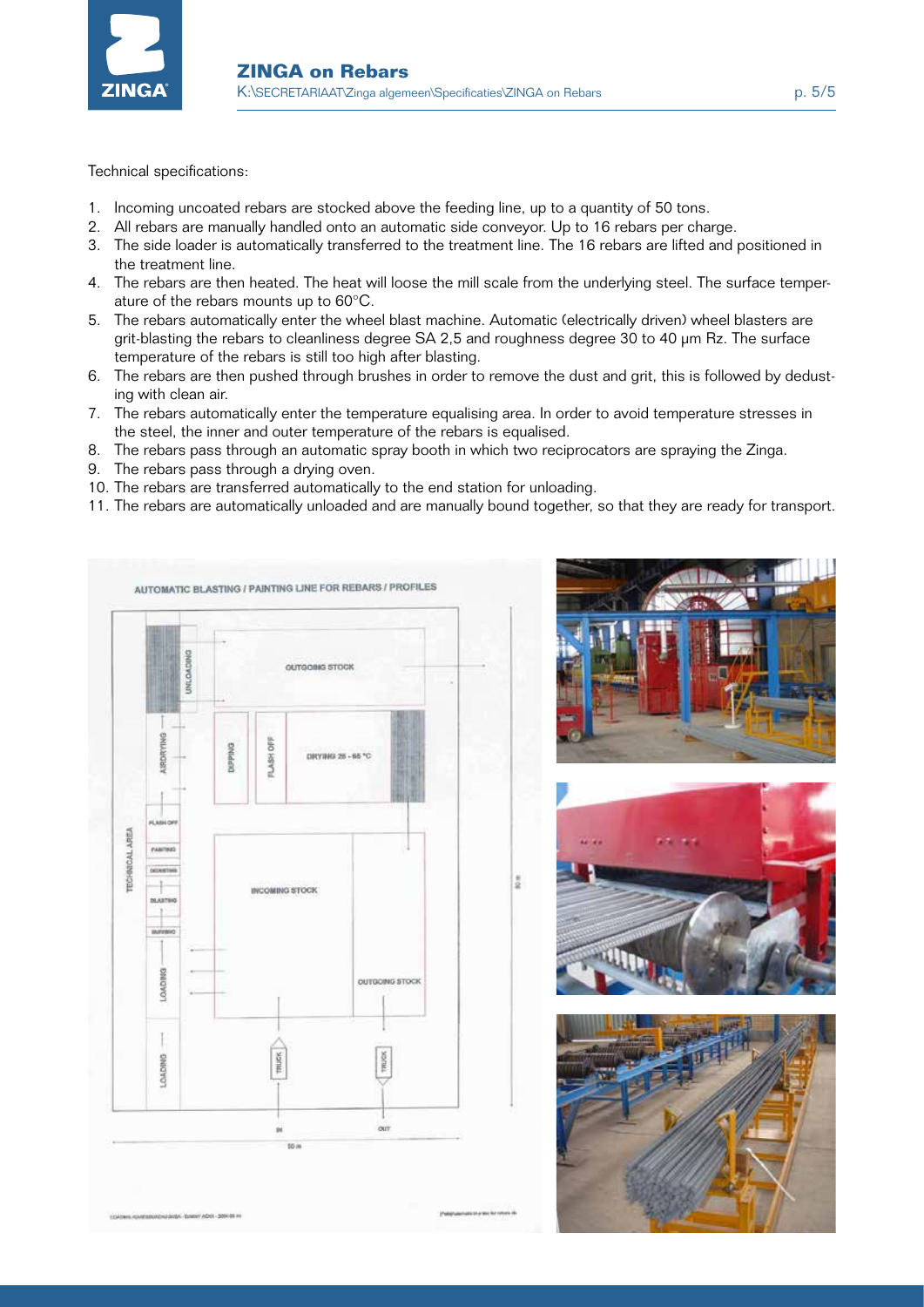Technical specifications:

1. Incoming uncoated rebars are stocked above the feeding line, up to a quantity of 50 tons.
2. All rebars are manually handled onto an automatic side conveyor. Up to 16 rebars per charge.
3. The side loader is automatically transferred to the treatment line. The 16 rebars are lifted and positioned in the treatment line.
4. The rebars are then heated. The heat will loose the mill scale from the underlying steel. The surface temperature of the rebars mounts up to 60°C.
5. The rebars automatically enter the wheel blast machine. Automatic (electrically driven) wheel blasters are grit-blasting the rebars to cleanliness degree SA 2,5 and roughness degree 30 to 40 µm Rz. The surface temperature of the rebars is still too high after blasting.
6. The rebars are then pushed through brushes in order to remove the dust and grit, this is followed by dedusting with clean air.
7. The rebars automatically enter the temperature equalising area. In order to avoid temperature stresses in the steel, the inner and outer temperature of the rebars is equalised.
8. The rebars pass through an automatic spray booth in which two reciprocators are spraying the Zinga.
9. The rebars pass through a drying oven.
10. The rebars are transferred automatically to the end station for unloading.
11. The rebars are automatically unloaded and are manually bound together, so that they are ready for transport.

AUTOMATIC BLASTING / PAINTING LINE FOR REBARS / PROFILES

OUTGOING STOCK

UNLOADING

AIRDRYING

DIPPING

FLASH OFF

DRYING 25 - 65 °C

TECHNICAL AREA

FLASH OFF

PAINTING

DEDUSTING

BLASTING

HEATING

LOADING

INCOMING STOCK

OUTGOING STOCK

LOADING

TRUCK

TRUCK

IN

OUT

50 m

50 m